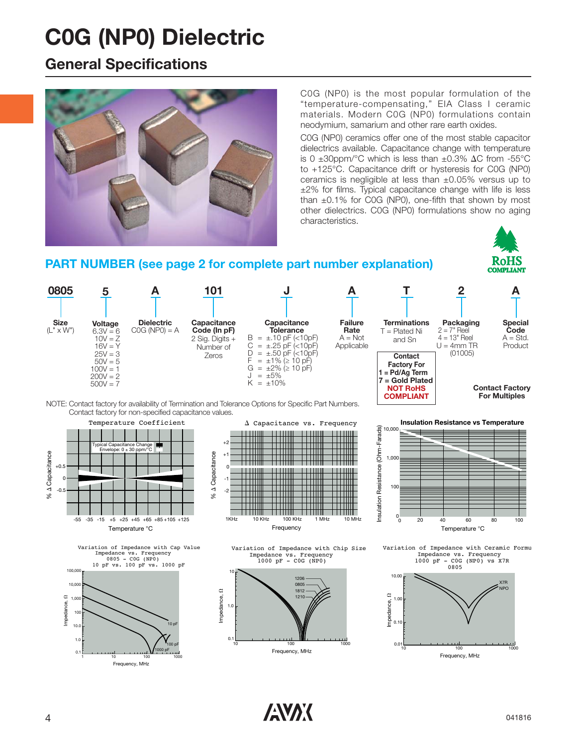# C0G (NP0) Dielectric

## General Specifications

C0G (NP0) is the most popular formulation of the "temperature-compensating," EIA Class I ceramic materials. Modern C0G (NP0) formulations contain neodymium, samarium and other rare earth oxides.

C0G (NP0) ceramics offer one of the most stable capacitor dielectrics available. Capacitance change with temperature is 0 ±30ppm/°C which is less than ±0.3% ΔC from -55°C to +125°C. Capacitance drift or hysteresis for C0G (NP0) ceramics is negligible at less than ±0.05% versus up to ±2% for films. Typical capacitance change with life is less than ±0.1% for C0G (NP0), one-fifth that shown by most other dielectrics. C0G (NP0) formulations show no aging characteristics.

RoHS COMPLIANT

## PART NUMBER (see page 2 for complete part number explanation)

| 0805 | 5 | A | 101 | J | A | T | 2 | A |
|---|---|---|---|---|---|---|---|---|
| **Size** (L" x W") | **Voltage** 6.3V = 6, 10V = Z, 16V = Y, 25V = 3, 50V = 5, 100V = 1, 200V = 2, 500V = 7 | **Dielectric** C0G (NP0) = A | **Capacitance Code (In pF)** 2 Sig. Digits + Number of Zeros | **Capacitance Tolerance** B = ±.10 pF (<10pF), C = ±.25 pF (<10pF), D = ±.50 pF (<10pF), F = ±1% (≥ 10 pF), G = ±2% (≥ 10 pF), J = ±5%, K = ±10% | **Failure Rate** A = Not Applicable | **Terminations** T = Plated Ni and Sn | **Packaging** 2 = 7" Reel, 4 = 13" Reel, U = 4mm TR (01005) | **Special Code** A = Std. Product |

**Contact Factory For**
**1 = Pd/Ag Term**
**7 = Gold Plated**
**NOT RoHS COMPLIANT**

**Contact Factory For Multiples**

NOTE: Contact factory for availability of Termination and Tolerance Options for Specific Part Numbers.
Contact factory for non-specified capacitance values.

**Temperature Coefficient** — Typical Capacitance Change Envelope: 0 ± 30 ppm/°C; % Δ Capacitance vs. Temperature °C (-55 to +125)

**Δ Capacitance vs. Frequency** — % Δ Capacitance vs. Frequency (1KHz to 10 MHz)

**Insulation Resistance vs Temperature** — Insulation Resistance (Ohm-Farads) vs. Temperature °C (0 to 100)

**Variation of Impedance with Cap Value** — Impedance vs. Frequency, 0805 - C0G (NP0), 10 pF vs. 100 pF vs. 1000 pF

**Variation of Impedance with Chip Size** — Impedance vs. Frequency, 1000 pF - C0G (NP0); 1206, 0805, 1812, 1210

**Variation of Impedance with Ceramic Formu** — Impedance vs. Frequency, 1000 pF - C0G (NP0) vs X7R, 0805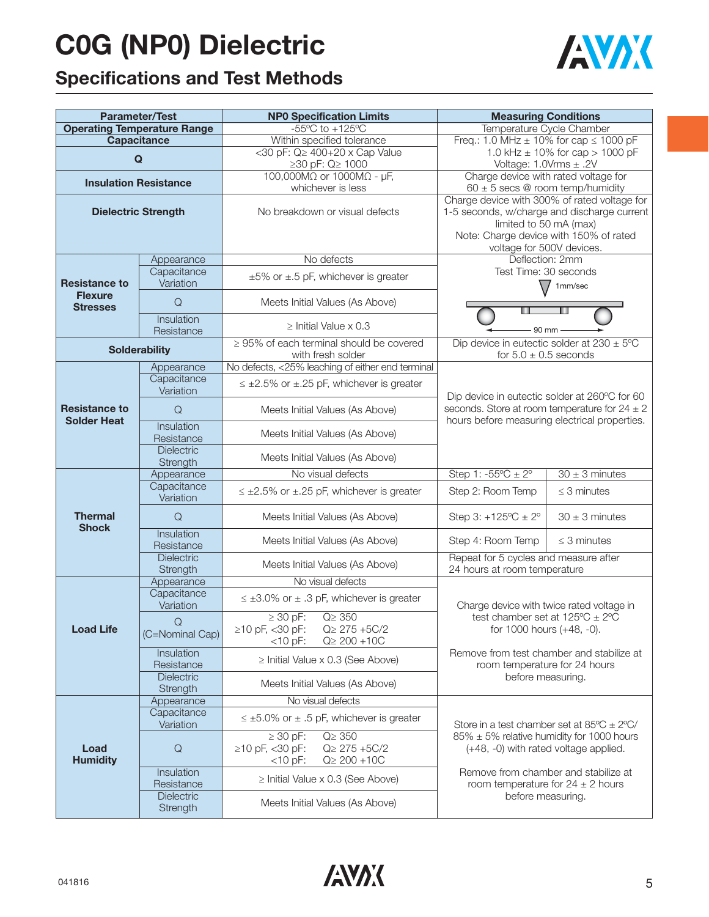# C0G (NP0) Dielectric

## Specifications and Test Methods

| Parameter/Test | | NP0 Specification Limits | Measuring Conditions | |
|---|---|---|---|---|
| Operating Temperature Range | | -55ºC to +125ºC | Temperature Cycle Chamber | |
| Capacitance | | Within specified tolerance | Freq.: 1.0 MHz ± 10% for cap ≤ 1000 pF<br>1.0 kHz ± 10% for cap > 1000 pF<br>Voltage: 1.0Vrms ± .2V | |
| Q | | <30 pF: Q≥ 400+20 x Cap Value<br>≥30 pF: Q≥ 1000 | | |
| Insulation Resistance | | 100,000MΩ or 1000MΩ - µF, whichever is less | Charge device with rated voltage for 60 ± 5 secs @ room temp/humidity | |
| Dielectric Strength | | No breakdown or visual defects | Charge device with 300% of rated voltage for 1-5 seconds, w/charge and discharge current limited to 50 mA (max)<br>Note: Charge device with 150% of rated voltage for 500V devices. | |
| Resistance to Flexure Stresses | Appearance | No defects | Deflection: 2mm<br>Test Time: 30 seconds<br>1mm/sec<br>90 mm | |
| | Capacitance Variation | ±5% or ±.5 pF, whichever is greater | | |
| | Q | Meets Initial Values (As Above) | | |
| | Insulation Resistance | ≥ Initial Value x 0.3 | | |
| Solderability | | ≥ 95% of each terminal should be covered with fresh solder | Dip device in eutectic solder at 230 ± 5ºC for 5.0 ± 0.5 seconds | |
| Resistance to Solder Heat | Appearance | No defects, <25% leaching of either end terminal | Dip device in eutectic solder at 260ºC for 60 seconds. Store at room temperature for 24 ± 2 hours before measuring electrical properties. | |
| | Capacitance Variation | ≤ ±2.5% or ±.25 pF, whichever is greater | | |
| | Q | Meets Initial Values (As Above) | | |
| | Insulation Resistance | Meets Initial Values (As Above) | | |
| | Dielectric Strength | Meets Initial Values (As Above) | | |
| Thermal Shock | Appearance | No visual defects | Step 1: -55ºC ± 2º | 30 ± 3 minutes |
| | Capacitance Variation | ≤ ±2.5% or ±.25 pF, whichever is greater | Step 2: Room Temp | ≤ 3 minutes |
| | Q | Meets Initial Values (As Above) | Step 3: +125ºC ± 2º | 30 ± 3 minutes |
| | Insulation Resistance | Meets Initial Values (As Above) | Step 4: Room Temp | ≤ 3 minutes |
| | Dielectric Strength | Meets Initial Values (As Above) | Repeat for 5 cycles and measure after 24 hours at room temperature | |
| Load Life | Appearance | No visual defects | Charge device with twice rated voltage in test chamber set at 125ºC ± 2ºC for 1000 hours (+48, -0).<br><br>Remove from test chamber and stabilize at room temperature for 24 hours before measuring. | |
| | Capacitance Variation | ≤ ±3.0% or ± .3 pF, whichever is greater | | |
| | Q (C=Nominal Cap) | ≥ 30 pF: Q≥ 350<br>≥10 pF, <30 pF: Q≥ 275 +5C/2<br><10 pF: Q≥ 200 +10C | | |
| | Insulation Resistance | ≥ Initial Value x 0.3 (See Above) | | |
| | Dielectric Strength | Meets Initial Values (As Above) | | |
| Load Humidity | Appearance | No visual defects | Store in a test chamber set at 85ºC ± 2ºC/ 85% ± 5% relative humidity for 1000 hours (+48, -0) with rated voltage applied.<br><br>Remove from chamber and stabilize at room temperature for 24 ± 2 hours before measuring. | |
| | Capacitance Variation | ≤ ±5.0% or ± .5 pF, whichever is greater | | |
| | Q | ≥ 30 pF: Q≥ 350<br>≥10 pF, <30 pF: Q≥ 275 +5C/2<br><10 pF: Q≥ 200 +10C | | |
| | Insulation Resistance | ≥ Initial Value x 0.3 (See Above) | | |
| | Dielectric Strength | Meets Initial Values (As Above) | | |

041816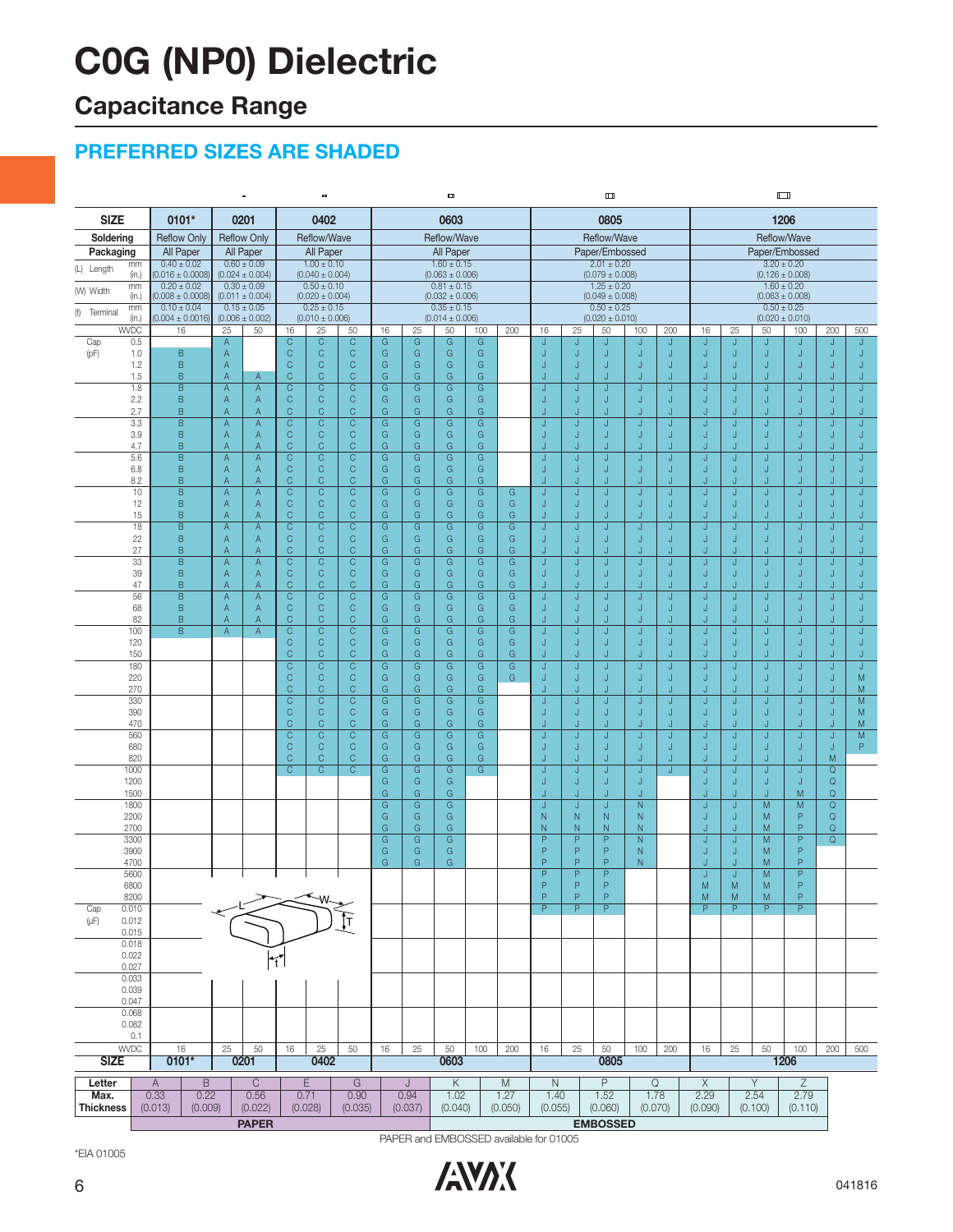# C0G (NP0) Dielectric

## Capacitance Range

### PREFERRED SIZES ARE SHADED

| SIZE | | 0101* | 0201 | | 0402 | | | 0603 | | | | | 0805 | | | | | 1206 | | | | | |
|---|---|---|---|---|---|---|---|---|---|---|---|---|---|---|---|---|---|---|---|---|---|---|---|
| Soldering | | Reflow Only | Reflow Only | | Reflow/Wave | | | Reflow/Wave | | | | | Reflow/Wave | | | | | Reflow/Wave | | | | | |
| Packaging | | All Paper | All Paper | | All Paper | | | All Paper | | | | | Paper/Embossed | | | | | Paper/Embossed | | | | | |
| (L) Length | mm | 0.40 ± 0.02 | 0.60 ± 0.09 | | 1.00 ± 0.10 | | | 1.60 ± 0.15 | | | | | 2.01 ± 0.20 | | | | | 3.20 ± 0.20 | | | | | |
| | (in.) | (0.016 ± 0.0008) | (0.024 ± 0.004) | | (0.040 ± 0.004) | | | (0.063 ± 0.006) | | | | | (0.079 ± 0.008) | | | | | (0.126 ± 0.008) | | | | | |
| (W) Width | mm | 0.20 ± 0.02 | 0.30 ± 0.09 | | 0.50 ± 0.10 | | | 0.81 ± 0.15 | | | | | 1.25 ± 0.20 | | | | | 1.60 ± 0.20 | | | | | |
| | (in.) | (0.008 ± 0.0008) | (0.011 ± 0.004) | | (0.020 ± 0.004) | | | (0.032 ± 0.006) | | | | | (0.049 ± 0.008) | | | | | (0.063 ± 0.008) | | | | | |
| (t) Terminal | mm | 0.10 ± 0.04 | 0.15 ± 0.05 | | 0.25 ± 0.15 | | | 0.35 ± 0.15 | | | | | 0.50 ± 0.25 | | | | | 0.50 ± 0.25 | | | | | |
| | (in.) | (0.004 ± 0.0016) | (0.006 ± 0.002) | | (0.010 ± 0.006) | | | (0.014 ± 0.006) | | | | | (0.020 ± 0.010) | | | | | (0.020 ± 0.010) | | | | | |
| | WVDC | 16 | 25 | 50 | 16 | 25 | 50 | 16 | 25 | 50 | 100 | 200 | 16 | 25 | 50 | 100 | 200 | 16 | 25 | 50 | 100 | 200 | 500 |
| Cap | 0.5 | | A | | C | C | C | G | G | G | G | | J | J | J | J | J | J | J | J | J | J | J |
| (pF) | 1.0 | B | A | | C | C | C | G | G | G | G | | J | J | J | J | J | J | J | J | J | J | J |
| | 1.2 | B | A | | C | C | C | G | G | G | G | | J | J | J | J | J | J | J | J | J | J | J |
| | 1.5 | B | A | A | C | C | C | G | G | G | G | | J | J | J | J | J | J | J | J | J | J | J |
| | 1.8 | B | A | A | C | C | C | G | G | G | G | | J | J | J | J | J | J | J | J | J | J | J |
| | 2.2 | B | A | A | C | C | C | G | G | G | G | | J | J | J | J | J | J | J | J | J | J | J |
| | 2.7 | B | A | A | C | C | C | G | G | G | G | | J | J | J | J | J | J | J | J | J | J | J |
| | 3.3 | B | A | A | C | C | C | G | G | G | G | | J | J | J | J | J | J | J | J | J | J | J |
| | 3.9 | B | A | A | C | C | C | G | G | G | G | | J | J | J | J | J | J | J | J | J | J | J |
| | 4.7 | B | A | A | C | C | C | G | G | G | G | | J | J | J | J | J | J | J | J | J | J | J |
| | 5.6 | B | A | A | C | C | C | G | G | G | G | | J | J | J | J | J | J | J | J | J | J | J |
| | 6.8 | B | A | A | C | C | C | G | G | G | G | | J | J | J | J | J | J | J | J | J | J | J |
| | 8.2 | B | A | A | C | C | C | G | G | G | G | | J | J | J | J | J | J | J | J | J | J | J |
| | 10 | B | A | A | C | C | C | G | G | G | G | G | J | J | J | J | J | J | J | J | J | J | J |
| | 12 | B | A | A | C | C | C | G | G | G | G | G | J | J | J | J | J | J | J | J | J | J | J |
| | 15 | B | A | A | C | C | C | G | G | G | G | G | J | J | J | J | J | J | J | J | J | J | J |
| | 18 | B | A | A | C | C | C | G | G | G | G | G | J | J | J | J | J | J | J | J | J | J | J |
| | 22 | B | A | A | C | C | C | G | G | G | G | G | J | J | J | J | J | J | J | J | J | J | J |
| | 27 | B | A | A | C | C | C | G | G | G | G | G | J | J | J | J | J | J | J | J | J | J | J |
| | 33 | B | A | A | C | C | C | G | G | G | G | G | J | J | J | J | J | J | J | J | J | J | J |
| | 39 | B | A | A | C | C | C | G | G | G | G | G | J | J | J | J | J | J | J | J | J | J | J |
| | 47 | B | A | A | C | C | C | G | G | G | G | G | J | J | J | J | J | J | J | J | J | J | J |
| | 56 | B | A | A | C | C | C | G | G | G | G | G | J | J | J | J | J | J | J | J | J | J | J |
| | 68 | B | A | A | C | C | C | G | G | G | G | G | J | J | J | J | J | J | J | J | J | J | J |
| | 82 | B | A | A | C | C | C | G | G | G | G | G | J | J | J | J | J | J | J | J | J | J | J |
| | 100 | B | A | A | C | C | C | G | G | G | G | G | J | J | J | J | J | J | J | J | J | J | J |
| | 120 | | | | C | C | C | G | G | G | G | G | J | J | J | J | J | J | J | J | J | J | J |
| | 150 | | | | C | C | C | G | G | G | G | G | J | J | J | J | J | J | J | J | J | J | J |
| | 180 | | | | C | C | C | G | G | G | G | G | J | J | J | J | J | J | J | J | J | J | J |
| | 220 | | | | C | C | C | G | G | G | G | G | J | J | J | J | J | J | J | J | J | J | M |
| | 270 | | | | C | C | C | G | G | G | G | | J | J | J | J | J | J | J | J | J | J | M |
| | 330 | | | | C | C | C | G | G | G | G | | J | J | J | J | J | J | J | J | J | J | M |
| | 390 | | | | C | C | C | G | G | G | G | | J | J | J | J | J | J | J | J | J | J | M |
| | 470 | | | | C | C | C | G | G | G | G | | J | J | J | J | J | J | J | J | J | J | M |
| | 560 | | | | C | C | C | G | G | G | G | | J | J | J | J | J | J | J | J | J | J | M |
| | 680 | | | | C | C | C | G | G | G | G | | J | J | J | J | J | J | J | J | J | J | P |
| | 820 | | | | C | C | C | G | G | G | G | | J | J | J | J | J | J | J | J | J | M | |
| | 1000 | | | | C | C | C | G | G | G | G | | J | J | J | J | J | J | J | J | J | Q | |
| | 1200 | | | | | | | G | G | G | | | J | J | J | J | | J | J | J | J | Q | |
| | 1500 | | | | | | | G | G | G | | | J | J | J | J | | J | J | J | M | Q | |
| | 1800 | | | | | | | G | G | G | | | J | J | J | N | | J | J | M | P | Q | |
| | 2200 | | | | | | | G | G | G | | | N | N | N | N | | J | J | M | P | Q | |
| | 2700 | | | | | | | G | G | G | | | N | N | N | N | | J | J | M | P | Q | |
| | 3300 | | | | | | | G | G | G | | | P | P | P | N | | J | J | M | P | Q | |
| | 3900 | | | | | | | G | G | G | | | P | P | P | N | | J | J | M | P | | |
| | 4700 | | | | | | | G | G | G | | | P | P | P | N | | J | J | M | P | | |
| | 5600 | | | | | | | | | | | | P | P | P | | | J | J | M | P | | |
| | 6800 | | | | | | | | | | | | P | P | P | | | M | M | M | P | | |
| | 8200 | | | | | | | | | | | | P | P | P | | | M | M | M | P | | |
| Cap | 0.010 | | | | | | | | | | | | P | P | P | | | P | P | P | P | | |
| (μF) | 0.012 | | | | | | | | | | | | | | | | | | | | | | |
| | 0.015 | | | | | | | | | | | | | | | | | | | | | | |
| | 0.018 | | | | | | | | | | | | | | | | | | | | | | |
| | 0.022 | | | | | | | | | | | | | | | | | | | | | | |
| | 0.027 | | | | | | | | | | | | | | | | | | | | | | |
| | 0.033 | | | | | | | | | | | | | | | | | | | | | | |
| | 0.039 | | | | | | | | | | | | | | | | | | | | | | |
| | 0.047 | | | | | | | | | | | | | | | | | | | | | | |
| | 0.068 | | | | | | | | | | | | | | | | | | | | | | |
| | 0.082 | | | | | | | | | | | | | | | | | | | | | | |
| | 0.1 | | | | | | | | | | | | | | | | | | | | | | |
| | WVDC | 16 | 25 | 50 | 16 | 25 | 50 | 16 | 25 | 50 | 100 | 200 | 16 | 25 | 50 | 100 | 200 | 16 | 25 | 50 | 100 | 200 | 500 |
| SIZE | | 0101* | 0201 | | 0402 | | | 0603 | | | | | 0805 | | | | | 1206 | | | | | |

| Letter | A | B | C | E | G | J | K | M | N | P | Q | X | Y | Z |
|---|---|---|---|---|---|---|---|---|---|---|---|---|---|---|
| Max. Thickness | 0.33 (0.013) | 0.22 (0.009) | 0.56 (0.022) | 0.71 (0.028) | 0.90 (0.035) | 0.94 (0.037) | 1.02 (0.040) | 1.27 (0.050) | 1.40 (0.055) | 1.52 (0.060) | 1.78 (0.070) | 2.29 (0.090) | 2.54 (0.100) | 2.79 (0.110) |
| | PAPER | | | | | | EMBOSSED | | | | | | | |

PAPER and EMBOSSED available for 01005

*EIA 01005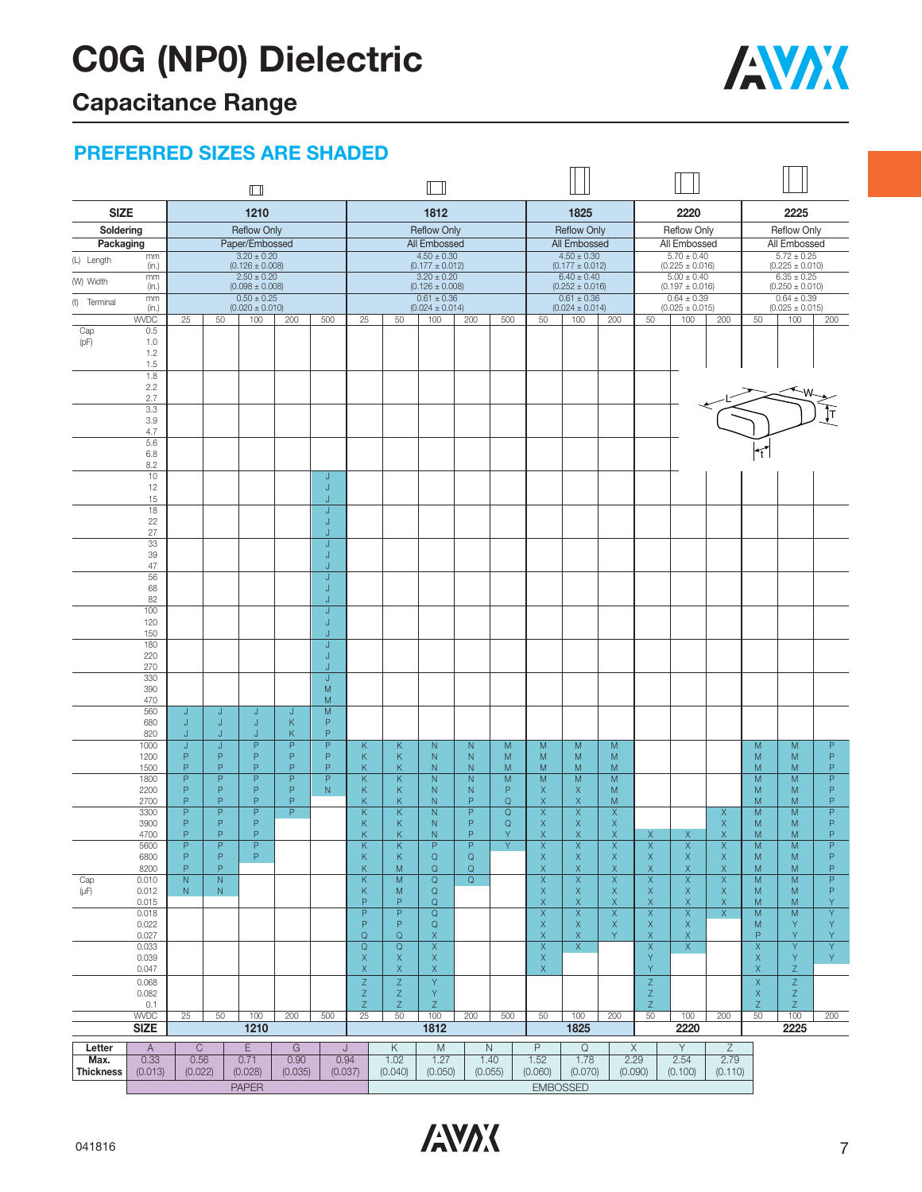# C0G (NP0) Dielectric

## Capacitance Range

### PREFERRED SIZES ARE SHADED

| SIZE | | 1210 | | | | | 1812 | | | | | 1825 | | | 2220 | | | 2225 | | |
|---|---|---|---|---|---|---|---|---|---|---|---|---|---|---|---|---|---|---|---|---|
| Soldering | | Reflow Only | | | | | Reflow Only | | | | | Reflow Only | | | Reflow Only | | | Reflow Only | | |
| Packaging | | Paper/Embossed | | | | | All Embossed | | | | | All Embossed | | | All Embossed | | | All Embossed | | |
| (L) Length | mm | 3.20 ± 0.20 | | | | | 4.50 ± 0.30 | | | | | 4.50 ± 0.30 | | | 5.70 ± 0.40 | | | 5.72 ± 0.25 | | |
| | (in.) | (0.126 ± 0.008) | | | | | (0.177 ± 0.012) | | | | | (0.177 ± 0.012) | | | (0.225 ± 0.016) | | | (0.225 ± 0.010) | | |
| (W) Width | mm | 2.50 ± 0.20 | | | | | 3.20 ± 0.20 | | | | | 6.40 ± 0.40 | | | 5.00 ± 0.40 | | | 6.35 ± 0.25 | | |
| | (in.) | (0.098 ± 0.008) | | | | | (0.126 ± 0.008) | | | | | (0.252 ± 0.016) | | | (0.197 ± 0.016) | | | (0.250 ± 0.010) | | |
| (t) Terminal | mm | 0.50 ± 0.25 | | | | | 0.61 ± 0.36 | | | | | 0.61 ± 0.36 | | | 0.64 ± 0.39 | | | 0.64 ± 0.39 | | |
| | (in.) | (0.020 ± 0.010) | | | | | (0.024 ± 0.014) | | | | | (0.024 ± 0.014) | | | (0.025 ± 0.015) | | | (0.025 ± 0.015) | | |
| | WVDC | 25 | 50 | 100 | 200 | 500 | 25 | 50 | 100 | 200 | 500 | 50 | 100 | 200 | 50 | 100 | 200 | 50 | 100 | 200 |
| Cap (pF) | 0.5 | | | | | | | | | | | | | | | | | | | |
| | 1.0 | | | | | | | | | | | | | | | | | | | |
| | 1.2 | | | | | | | | | | | | | | | | | | | |
| | 1.5 | | | | | | | | | | | | | | | | | | | |
| | 1.8 | | | | | | | | | | | | | | | | | | | |
| | 2.2 | | | | | | | | | | | | | | | | | | | |
| | 2.7 | | | | | | | | | | | | | | | | | | | |
| | 3.3 | | | | | | | | | | | | | | | | | | | |
| | 3.9 | | | | | | | | | | | | | | | | | | | |
| | 4.7 | | | | | | | | | | | | | | | | | | | |
| | 5.6 | | | | | | | | | | | | | | | | | | | |
| | 6.8 | | | | | | | | | | | | | | | | | | | |
| | 8.2 | | | | | | | | | | | | | | | | | | | |
| | 10 | | | | | J | | | | | | | | | | | | | | |
| | 12 | | | | | J | | | | | | | | | | | | | | |
| | 15 | | | | | J | | | | | | | | | | | | | | |
| | 18 | | | | | J | | | | | | | | | | | | | | |
| | 22 | | | | | J | | | | | | | | | | | | | | |
| | 27 | | | | | J | | | | | | | | | | | | | | |
| | 33 | | | | | J | | | | | | | | | | | | | | |
| | 39 | | | | | J | | | | | | | | | | | | | | |
| | 47 | | | | | J | | | | | | | | | | | | | | |
| | 56 | | | | | J | | | | | | | | | | | | | | |
| | 68 | | | | | J | | | | | | | | | | | | | | |
| | 82 | | | | | J | | | | | | | | | | | | | | |
| | 100 | | | | | J | | | | | | | | | | | | | | |
| | 120 | | | | | J | | | | | | | | | | | | | | |
| | 150 | | | | | J | | | | | | | | | | | | | | |
| | 180 | | | | | J | | | | | | | | | | | | | | |
| | 220 | | | | | J | | | | | | | | | | | | | | |
| | 270 | | | | | J | | | | | | | | | | | | | | |
| | 330 | | | | | J | | | | | | | | | | | | | | |
| | 390 | | | | | M | | | | | | | | | | | | | | |
| | 470 | | | | | M | | | | | | | | | | | | | | |
| | 560 | J | J | J | J | M | | | | | | | | | | | | | | |
| | 680 | J | J | J | K | P | | | | | | | | | | | | | | |
| | 820 | J | J | J | K | P | | | | | | | | | | | | | | |
| | 1000 | J | J | P | P | P | K | K | N | N | M | M | M | M | | | | M | M | P |
| | 1200 | P | P | P | P | P | K | K | N | N | M | M | M | M | | | | M | M | P |
| | 1500 | P | P | P | P | P | K | K | N | N | M | M | M | M | | | | M | M | P |
| | 1800 | P | P | P | P | P | K | K | N | N | M | M | M | M | | | | M | M | P |
| | 2200 | P | P | P | P | N | K | K | N | N | P | X | X | M | | | | M | M | P |
| | 2700 | P | P | P | P | | K | K | N | P | Q | X | X | M | | | | M | M | P |
| | 3300 | P | P | P | P | | K | K | N | P | Q | X | X | X | | | X | M | M | P |
| | 3900 | P | P | P | | | K | K | N | P | Q | X | X | X | | | X | M | M | P |
| | 4700 | P | P | P | | | K | K | N | P | Y | X | X | X | X | X | X | M | M | P |
| | 5600 | P | P | P | | | K | K | P | P | Y | X | X | X | X | X | X | M | M | P |
| | 6800 | P | P | P | | | K | K | Q | Q | | X | X | X | X | X | X | M | M | P |
| | 8200 | P | P | | | | K | M | Q | Q | | X | X | X | X | X | X | M | M | P |
| Cap (μF) | 0.010 | N | N | | | | K | M | Q | Q | | X | X | X | X | X | X | M | M | P |
| | 0.012 | N | N | | | | K | M | Q | | | X | X | X | X | X | X | M | M | P |
| | 0.015 | | | | | | P | P | Q | | | X | X | X | X | X | X | M | M | Y |
| | 0.018 | | | | | | P | P | Q | | | X | X | X | X | X | X | M | M | Y |
| | 0.022 | | | | | | P | P | Q | | | X | X | X | X | X | | M | Y | Y |
| | 0.027 | | | | | | Q | Q | X | | | X | X | Y | X | X | | P | Y | Y |
| | 0.033 | | | | | | Q | Q | X | | | X | X | | X | X | | X | Y | Y |
| | 0.039 | | | | | | X | X | X | | | X | | | Y | | | X | Y | Y |
| | 0.047 | | | | | | X | X | X | | | X | | | Y | | | X | Z | |
| | 0.068 | | | | | | Z | Z | Y | | | | | | Z | | | X | Z | |
| | 0.082 | | | | | | Z | Z | Y | | | | | | Z | | | X | Z | |
| | 0.1 | | | | | | Z | Z | Z | | | | | | Z | | | Z | Z | |
| | WVDC | 25 | 50 | 100 | 200 | 500 | 25 | 50 | 100 | 200 | 500 | 50 | 100 | 200 | 50 | 100 | 200 | 50 | 100 | 200 |
| SIZE | | 1210 | | | | | 1812 | | | | | 1825 | | | 2220 | | | 2225 | | |

| Letter | A | C | E | G | J | K | M | N | P | Q | X | Y | Z |
|---|---|---|---|---|---|---|---|---|---|---|---|---|---|
| Max. Thickness | 0.33 (0.013) | 0.56 (0.022) | 0.71 (0.028) | 0.90 (0.035) | 0.94 (0.037) | 1.02 (0.040) | 1.27 (0.050) | 1.40 (0.055) | 1.52 (0.060) | 1.78 (0.070) | 2.29 (0.090) | 2.54 (0.100) | 2.79 (0.110) |
| | PAPER | | | | | EMBOSSED | | | | | | | |

041816